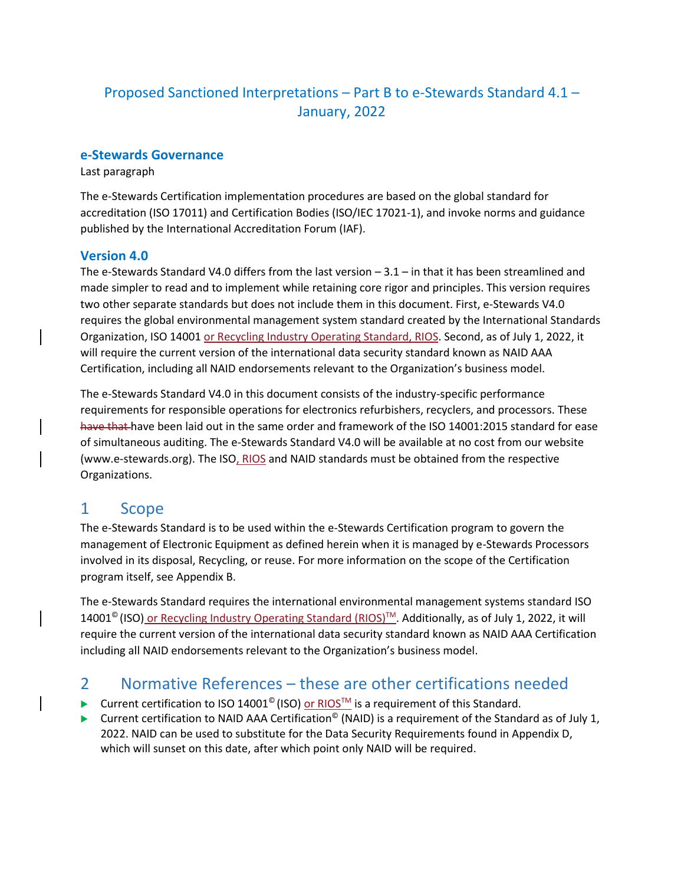# Proposed Sanctioned Interpretations – Part B to e-Stewards Standard 4.1 – January, 2022

### e-Stewards Governance

Last paragraph

The e-Stewards Certification implementation procedures are based on the global standard for accreditation (ISO 17011) and Certification Bodies (ISO/IEC 17021-1), and invoke norms and guidance published by the International Accreditation Forum (IAF).

### Version 4.0

The e-Stewards Standard V4.0 differs from the last version – 3.1 – in that it has been streamlined and made simpler to read and to implement while retaining core rigor and principles. This version requires two other separate standards but does not include them in this document. First, e-Stewards V4.0 requires the global environmental management system standard created by the International Standards Organization, ISO 14001 or Recycling Industry Operating Standard, RIOS. Second, as of July 1, 2022, it will require the current version of the international data security standard known as NAID AAA Certification, including all NAID endorsements relevant to the Organization's business model.

The e-Stewards Standard V4.0 in this document consists of the industry-specific performance requirements for responsible operations for electronics refurbishers, recyclers, and processors. These ~~have that~~ have been laid out in the same order and framework of the ISO 14001:2015 standard for ease of simultaneous auditing. The e-Stewards Standard V4.0 will be available at no cost from our website (www.e-stewards.org). The ISO, RIOS and NAID standards must be obtained from the respective Organizations.

## 1 Scope

The e-Stewards Standard is to be used within the e-Stewards Certification program to govern the management of Electronic Equipment as defined herein when it is managed by e-Stewards Processors involved in its disposal, Recycling, or reuse. For more information on the scope of the Certification program itself, see Appendix B.

The e-Stewards Standard requires the international environmental management systems standard ISO 14001© (ISO) or Recycling Industry Operating Standard (RIOS)™. Additionally, as of July 1, 2022, it will require the current version of the international data security standard known as NAID AAA Certification including all NAID endorsements relevant to the Organization's business model.

## 2 Normative References – these are other certifications needed

- Current certification to ISO 14001© (ISO) or RIOS™ is a requirement of this Standard.
- Current certification to NAID AAA Certification© (NAID) is a requirement of the Standard as of July 1, 2022. NAID can be used to substitute for the Data Security Requirements found in Appendix D, which will sunset on this date, after which point only NAID will be required.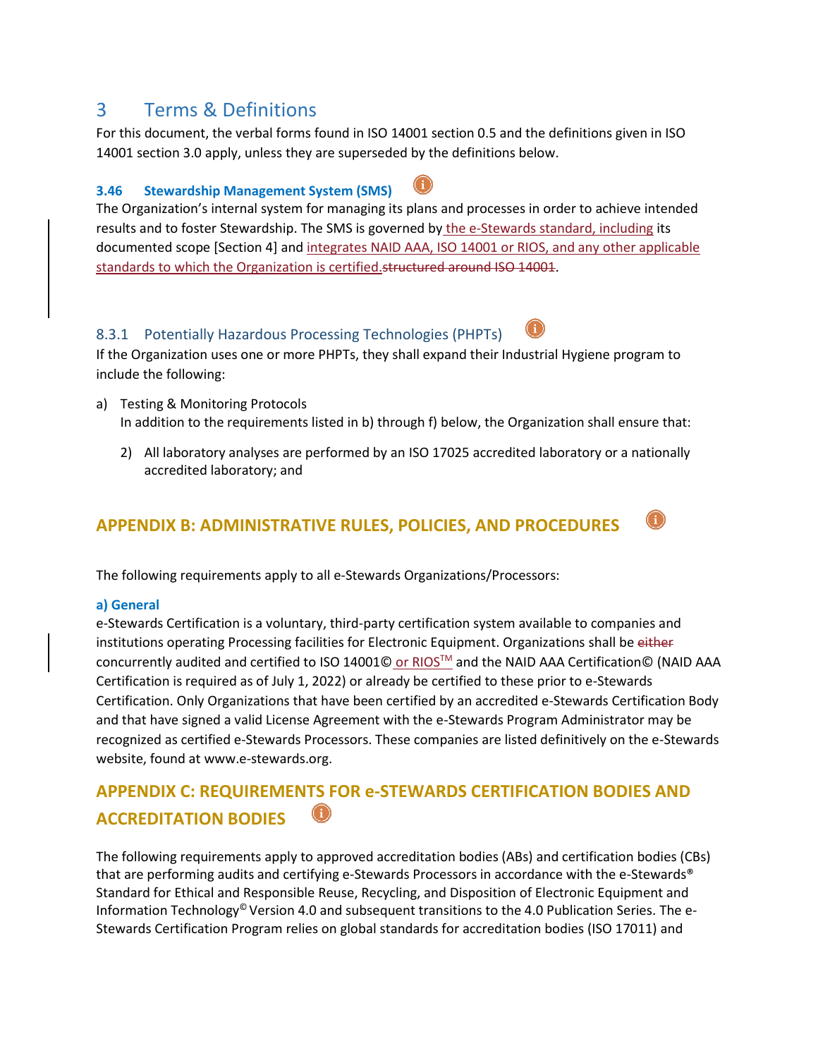# 3 Terms & Definitions

For this document, the verbal forms found in ISO 14001 section 0.5 and the definitions given in ISO 14001 section 3.0 apply, unless they are superseded by the definitions below.

### 3.46 Stewardship Management System (SMS)

The Organization's internal system for managing its plans and processes in order to achieve intended results and to foster Stewardship. The SMS is governed by the e-Stewards standard, including its documented scope [Section 4] and integrates NAID AAA, ISO 14001 or RIOS, and any other applicable standards to which the Organization is certified.~~structured around ISO 14001~~.

### 8.3.1 Potentially Hazardous Processing Technologies (PHPTs)

If the Organization uses one or more PHPTs, they shall expand their Industrial Hygiene program to include the following:

a) Testing & Monitoring Protocols
   In addition to the requirements listed in b) through f) below, the Organization shall ensure that:

   2) All laboratory analyses are performed by an ISO 17025 accredited laboratory or a nationally accredited laboratory; and

## APPENDIX B: ADMINISTRATIVE RULES, POLICIES, AND PROCEDURES

The following requirements apply to all e-Stewards Organizations/Processors:

**a) General**

e-Stewards Certification is a voluntary, third-party certification system available to companies and institutions operating Processing facilities for Electronic Equipment. Organizations shall be ~~either~~ concurrently audited and certified to ISO 14001© or RIOS™ and the NAID AAA Certification© (NAID AAA Certification is required as of July 1, 2022) or already be certified to these prior to e-Stewards Certification. Only Organizations that have been certified by an accredited e-Stewards Certification Body and that have signed a valid License Agreement with the e-Stewards Program Administrator may be recognized as certified e-Stewards Processors. These companies are listed definitively on the e-Stewards website, found at www.e-stewards.org.

## APPENDIX C: REQUIREMENTS FOR e-STEWARDS CERTIFICATION BODIES AND ACCREDITATION BODIES

The following requirements apply to approved accreditation bodies (ABs) and certification bodies (CBs) that are performing audits and certifying e-Stewards Processors in accordance with the e-Stewards® Standard for Ethical and Responsible Reuse, Recycling, and Disposition of Electronic Equipment and Information Technology© Version 4.0 and subsequent transitions to the 4.0 Publication Series. The e-Stewards Certification Program relies on global standards for accreditation bodies (ISO 17011) and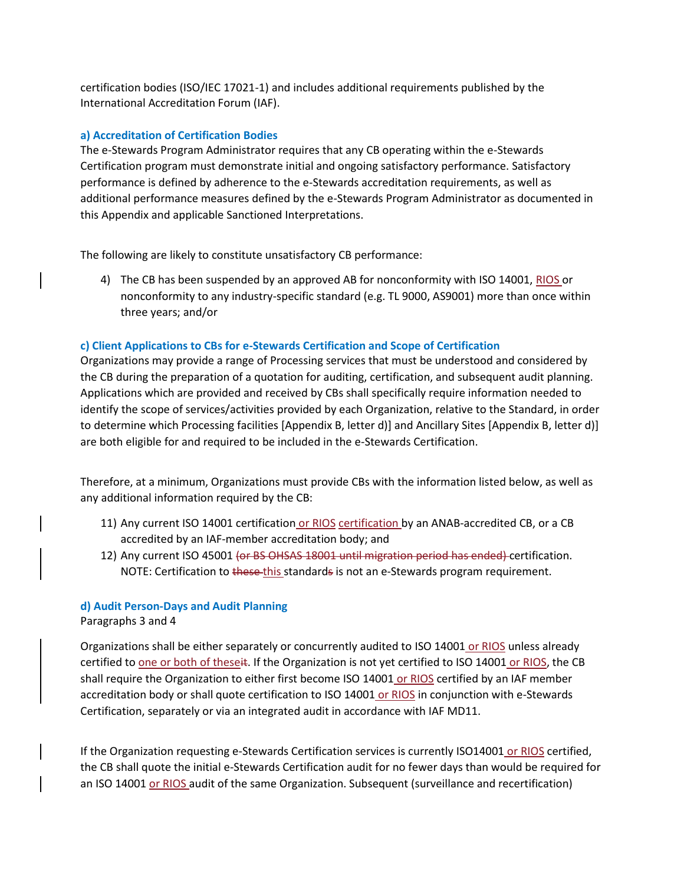certification bodies (ISO/IEC 17021-1) and includes additional requirements published by the International Accreditation Forum (IAF).

### a) Accreditation of Certification Bodies

The e-Stewards Program Administrator requires that any CB operating within the e-Stewards Certification program must demonstrate initial and ongoing satisfactory performance. Satisfactory performance is defined by adherence to the e-Stewards accreditation requirements, as well as additional performance measures defined by the e-Stewards Program Administrator as documented in this Appendix and applicable Sanctioned Interpretations.

The following are likely to constitute unsatisfactory CB performance:

4) The CB has been suspended by an approved AB for nonconformity with ISO 14001, RIOS or nonconformity to any industry-specific standard (e.g. TL 9000, AS9001) more than once within three years; and/or

### c) Client Applications to CBs for e-Stewards Certification and Scope of Certification

Organizations may provide a range of Processing services that must be understood and considered by the CB during the preparation of a quotation for auditing, certification, and subsequent audit planning. Applications which are provided and received by CBs shall specifically require information needed to identify the scope of services/activities provided by each Organization, relative to the Standard, in order to determine which Processing facilities [Appendix B, letter d)] and Ancillary Sites [Appendix B, letter d)] are both eligible for and required to be included in the e-Stewards Certification.

Therefore, at a minimum, Organizations must provide CBs with the information listed below, as well as any additional information required by the CB:

11) Any current ISO 14001 certification or RIOS certification by an ANAB-accredited CB, or a CB accredited by an IAF-member accreditation body; and
12) Any current ISO 45001 ~~(or BS OHSAS 18001 until migration period has ended)~~ certification. NOTE: Certification to ~~these~~ this standard~~s~~ is not an e-Stewards program requirement.

### d) Audit Person-Days and Audit Planning

Paragraphs 3 and 4

Organizations shall be either separately or concurrently audited to ISO 14001 or RIOS unless already certified to one or both of these~~it~~. If the Organization is not yet certified to ISO 14001 or RIOS, the CB shall require the Organization to either first become ISO 14001 or RIOS certified by an IAF member accreditation body or shall quote certification to ISO 14001 or RIOS in conjunction with e-Stewards Certification, separately or via an integrated audit in accordance with IAF MD11.

If the Organization requesting e-Stewards Certification services is currently ISO14001 or RIOS certified, the CB shall quote the initial e-Stewards Certification audit for no fewer days than would be required for an ISO 14001 or RIOS audit of the same Organization. Subsequent (surveillance and recertification)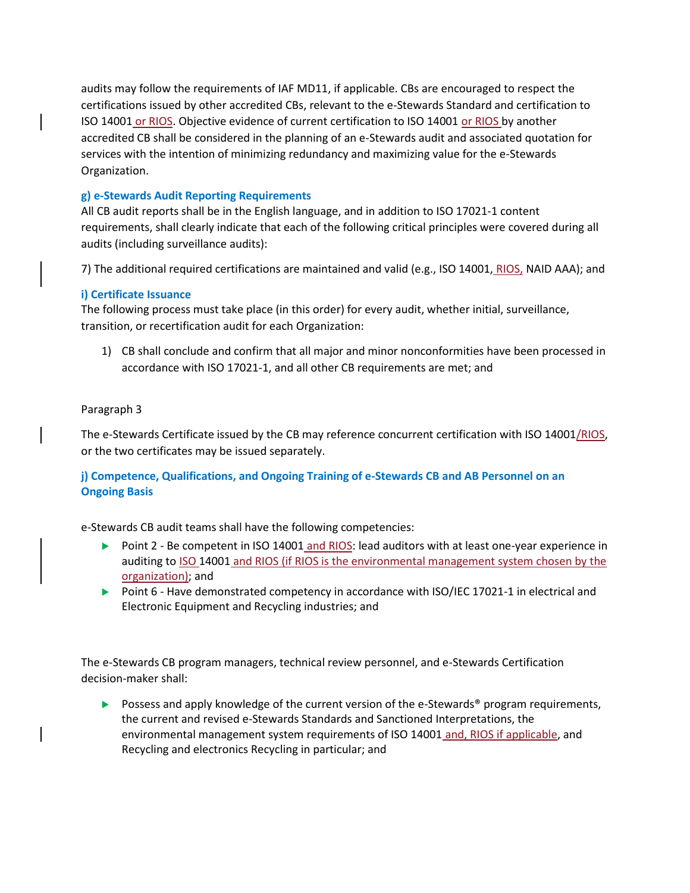audits may follow the requirements of IAF MD11, if applicable. CBs are encouraged to respect the certifications issued by other accredited CBs, relevant to the e-Stewards Standard and certification to ISO 14001 or RIOS. Objective evidence of current certification to ISO 14001 or RIOS by another accredited CB shall be considered in the planning of an e-Stewards audit and associated quotation for services with the intention of minimizing redundancy and maximizing value for the e-Stewards Organization.

### g) e-Stewards Audit Reporting Requirements

All CB audit reports shall be in the English language, and in addition to ISO 17021-1 content requirements, shall clearly indicate that each of the following critical principles were covered during all audits (including surveillance audits):

7) The additional required certifications are maintained and valid (e.g., ISO 14001, RIOS, NAID AAA); and

### i) Certificate Issuance

The following process must take place (in this order) for every audit, whether initial, surveillance, transition, or recertification audit for each Organization:

1) CB shall conclude and confirm that all major and minor nonconformities have been processed in accordance with ISO 17021-1, and all other CB requirements are met; and

Paragraph 3

The e-Stewards Certificate issued by the CB may reference concurrent certification with ISO 14001/RIOS, or the two certificates may be issued separately.

### j) Competence, Qualifications, and Ongoing Training of e-Stewards CB and AB Personnel on an Ongoing Basis

e-Stewards CB audit teams shall have the following competencies:

- Point 2 - Be competent in ISO 14001 and RIOS: lead auditors with at least one-year experience in auditing to ISO 14001 and RIOS (if RIOS is the environmental management system chosen by the organization); and
- Point 6 - Have demonstrated competency in accordance with ISO/IEC 17021-1 in electrical and Electronic Equipment and Recycling industries; and

The e-Stewards CB program managers, technical review personnel, and e-Stewards Certification decision-maker shall:

- Possess and apply knowledge of the current version of the e-Stewards® program requirements, the current and revised e-Stewards Standards and Sanctioned Interpretations, the environmental management system requirements of ISO 14001 and, RIOS if applicable, and Recycling and electronics Recycling in particular; and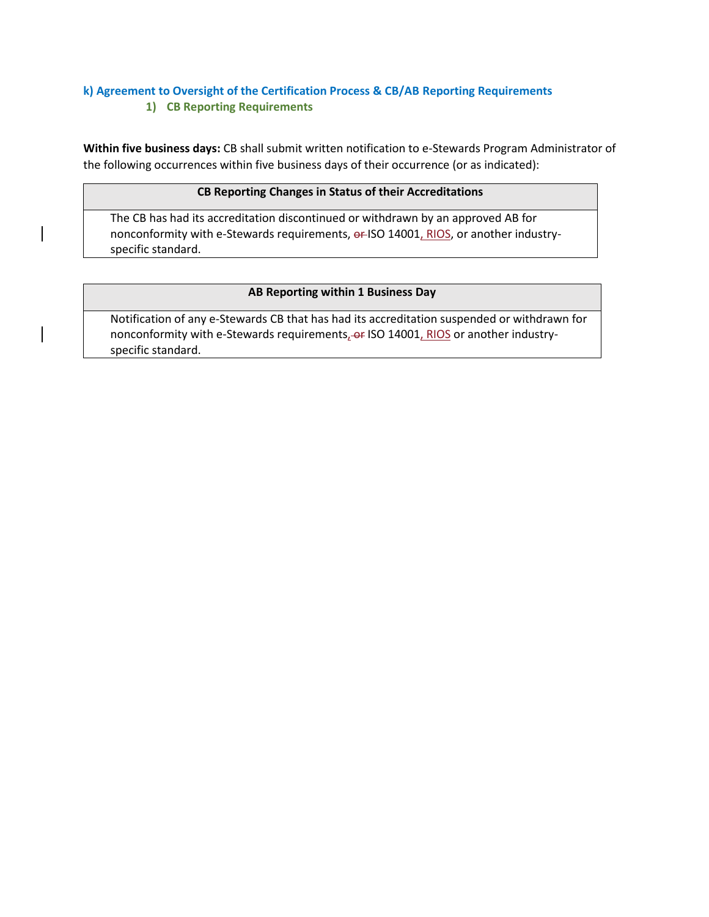### k) Agreement to Oversight of the Certification Process & CB/AB Reporting Requirements

#### 1) CB Reporting Requirements

**Within five business days:** CB shall submit written notification to e-Stewards Program Administrator of the following occurrences within five business days of their occurrence (or as indicated):

| CB Reporting Changes in Status of their Accreditations |
| --- |
| The CB has had its accreditation discontinued or withdrawn by an approved AB for nonconformity with e-Stewards requirements, ~~or~~ ISO 14001, RIOS, or another industry-specific standard. |

| AB Reporting within 1 Business Day |
| --- |
| Notification of any e-Stewards CB that has had its accreditation suspended or withdrawn for nonconformity with e-Stewards requirements, ~~or~~ ISO 14001, RIOS or another industry-specific standard. |